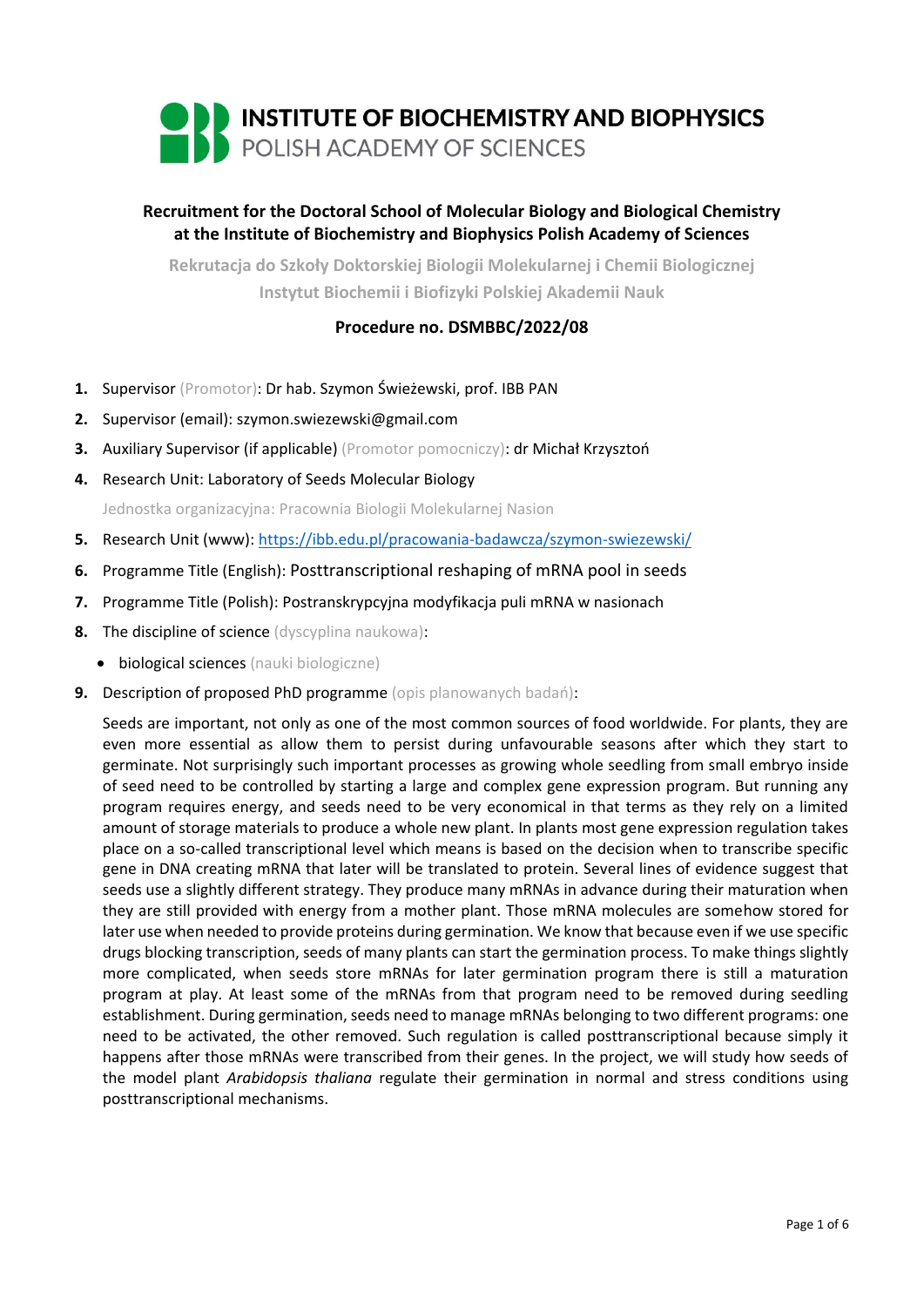# INSTITUTE OF BIOCHEMISTRY AND BIOPHYSICS
## POLISH ACADEMY OF SCIENCES

**Recruitment for the Doctoral School of Molecular Biology and Biological Chemistry at the Institute of Biochemistry and Biophysics Polish Academy of Sciences**

**Rekrutacja do Szkoły Doktorskiej Biologii Molekularnej i Chemii Biologicznej Instytut Biochemii i Biofizyki Polskiej Akademii Nauk**

**Procedure no. DSMBBC/2022/08**

1. Supervisor (Promotor): Dr hab. Szymon Świeżewski, prof. IBB PAN
2. Supervisor (email): szymon.swiezewski@gmail.com
3. Auxiliary Supervisor (if applicable) (Promotor pomocniczy): dr Michał Krzysztoń
4. Research Unit: Laboratory of Seeds Molecular Biology

   Jednostka organizacyjna: Pracownia Biologii Molekularnej Nasion
5. Research Unit (www): [https://ibb.edu.pl/pracowania-badawcza/szymon-swiezewski/](https://ibb.edu.pl/pracowania-badawcza/szymon-swiezewski/)
6. Programme Title (English): Posttranscriptional reshaping of mRNA pool in seeds
7. Programme Title (Polish): Postranskrypcyjna modyfikacja puli mRNA w nasionach
8. The discipline of science (dyscyplina naukowa):
   - biological sciences (nauki biologiczne)
9. Description of proposed PhD programme (opis planowanych badań):

   Seeds are important, not only as one of the most common sources of food worldwide. For plants, they are even more essential as allow them to persist during unfavourable seasons after which they start to germinate. Not surprisingly such important processes as growing whole seedling from small embryo inside of seed need to be controlled by starting a large and complex gene expression program. But running any program requires energy, and seeds need to be very economical in that terms as they rely on a limited amount of storage materials to produce a whole new plant. In plants most gene expression regulation takes place on a so-called transcriptional level which means is based on the decision when to transcribe specific gene in DNA creating mRNA that later will be translated to protein. Several lines of evidence suggest that seeds use a slightly different strategy. They produce many mRNAs in advance during their maturation when they are still provided with energy from a mother plant. Those mRNA molecules are somehow stored for later use when needed to provide proteins during germination. We know that because even if we use specific drugs blocking transcription, seeds of many plants can start the germination process. To make things slightly more complicated, when seeds store mRNAs for later germination program there is still a maturation program at play. At least some of the mRNAs from that program need to be removed during seedling establishment. During germination, seeds need to manage mRNAs belonging to two different programs: one need to be activated, the other removed. Such regulation is called posttranscriptional because simply it happens after those mRNAs were transcribed from their genes. In the project, we will study how seeds of the model plant *Arabidopsis thaliana* regulate their germination in normal and stress conditions using posttranscriptional mechanisms.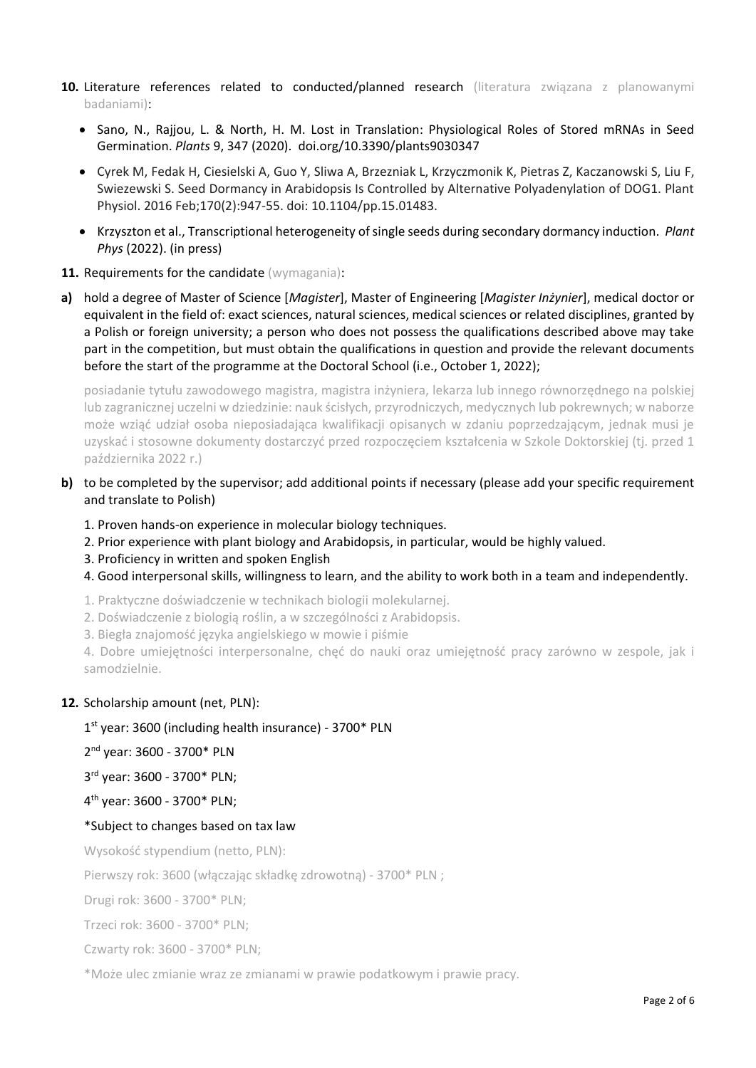**10.** Literature references related to conducted/planned research (literatura związana z planowanymi badaniami):

- Sano, N., Rajjou, L. & North, H. M. Lost in Translation: Physiological Roles of Stored mRNAs in Seed Germination. *Plants* 9, 347 (2020). doi.org/10.3390/plants9030347
- Cyrek M, Fedak H, Ciesielski A, Guo Y, Sliwa A, Brzezniak L, Krzyczmonik K, Pietras Z, Kaczanowski S, Liu F, Swiezewski S. Seed Dormancy in Arabidopsis Is Controlled by Alternative Polyadenylation of DOG1. Plant Physiol. 2016 Feb;170(2):947-55. doi: 10.1104/pp.15.01483.
- Krzyszton et al., Transcriptional heterogeneity of single seeds during secondary dormancy induction. *Plant Phys* (2022). (in press)

**11.** Requirements for the candidate (wymagania):

**a)** hold a degree of Master of Science [*Magister*], Master of Engineering [*Magister Inżynier*], medical doctor or equivalent in the field of: exact sciences, natural sciences, medical sciences or related disciplines, granted by a Polish or foreign university; a person who does not possess the qualifications described above may take part in the competition, but must obtain the qualifications in question and provide the relevant documents before the start of the programme at the Doctoral School (i.e., October 1, 2022);

posiadanie tytułu zawodowego magistra, magistra inżyniera, lekarza lub innego równorzędnego na polskiej lub zagranicznej uczelni w dziedzinie: nauk ścisłych, przyrodniczych, medycznych lub pokrewnych; w naborze może wziąć udział osoba nieposiadająca kwalifikacji opisanych w zdaniu poprzedzającym, jednak musi je uzyskać i stosowne dokumenty dostarczyć przed rozpoczęciem kształcenia w Szkole Doktorskiej (tj. przed 1 października 2022 r.)

**b)** to be completed by the supervisor; add additional points if necessary (please add your specific requirement and translate to Polish)

1. Proven hands-on experience in molecular biology techniques.
2. Prior experience with plant biology and Arabidopsis, in particular, would be highly valued.
3. Proficiency in written and spoken English
4. Good interpersonal skills, willingness to learn, and the ability to work both in a team and independently.

1. Praktyczne doświadczenie w technikach biologii molekularnej.
2. Doświadczenie z biologią roślin, a w szczególności z Arabidopsis.
3. Biegła znajomość języka angielskiego w mowie i piśmie
4. Dobre umiejętności interpersonalne, chęć do nauki oraz umiejętność pracy zarówno w zespole, jak i samodzielnie.

**12.** Scholarship amount (net, PLN):

1st year: 3600 (including health insurance) - 3700* PLN

2nd year: 3600 - 3700* PLN

3rd year: 3600 - 3700* PLN;

4th year: 3600 - 3700* PLN;

*Subject to changes based on tax law

Wysokość stypendium (netto, PLN):

Pierwszy rok: 3600 (włączając składkę zdrowotną) - 3700* PLN ;

Drugi rok: 3600 - 3700* PLN;

Trzeci rok: 3600 - 3700* PLN;

Czwarty rok: 3600 - 3700* PLN;

*Może ulec zmianie wraz ze zmianami w prawie podatkowym i prawie pracy.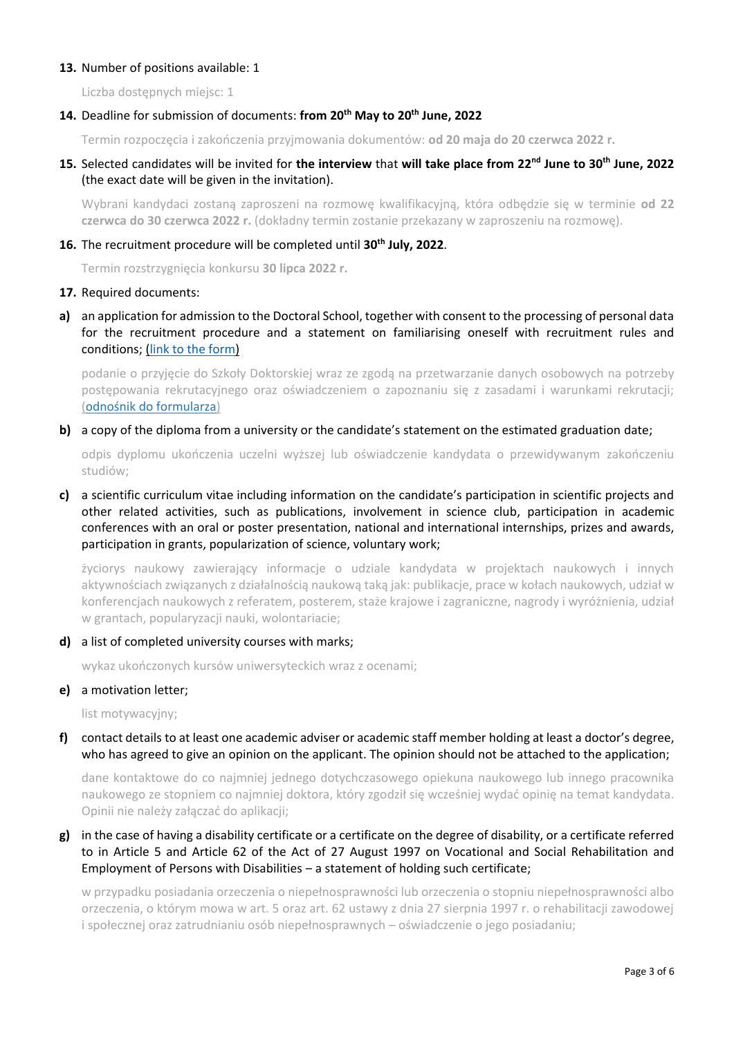**13.** Number of positions available: 1

Liczba dostępnych miejsc: 1

**14.** Deadline for submission of documents: **from 20th May to 20th June, 2022**

Termin rozpoczęcia i zakończenia przyjmowania dokumentów: **od 20 maja do 20 czerwca 2022 r.**

**15.** Selected candidates will be invited for **the interview** that **will take place from 22nd June to 30th June, 2022** (the exact date will be given in the invitation).

Wybrani kandydaci zostaną zaproszeni na rozmowę kwalifikacyjną, która odbędzie się w terminie **od 22 czerwca do 30 czerwca 2022 r.** (dokładny termin zostanie przekazany w zaproszeniu na rozmowę).

**16.** The recruitment procedure will be completed until **30th July, 2022**.

Termin rozstrzygnięcia konkursu **30 lipca 2022 r.**

**17.** Required documents:

**a)** an application for admission to the Doctoral School, together with consent to the processing of personal data for the recruitment procedure and a statement on familiarising oneself with recruitment rules and conditions; (link to the form)

podanie o przyjęcie do Szkoły Doktorskiej wraz ze zgodą na przetwarzanie danych osobowych na potrzeby postępowania rekrutacyjnego oraz oświadczeniem o zapoznaniu się z zasadami i warunkami rekrutacji; (odnośnik do formularza)

**b)** a copy of the diploma from a university or the candidate's statement on the estimated graduation date;

odpis dyplomu ukończenia uczelni wyższej lub oświadczenie kandydata o przewidywanym zakończeniu studiów;

**c)** a scientific curriculum vitae including information on the candidate's participation in scientific projects and other related activities, such as publications, involvement in science club, participation in academic conferences with an oral or poster presentation, national and international internships, prizes and awards, participation in grants, popularization of science, voluntary work;

życiorys naukowy zawierający informacje o udziale kandydata w projektach naukowych i innych aktywnościach związanych z działalnością naukową taką jak: publikacje, prace w kołach naukowych, udział w konferencjach naukowych z referatem, posterem, staże krajowe i zagraniczne, nagrody i wyróżnienia, udział w grantach, popularyzacji nauki, wolontariacie;

**d)** a list of completed university courses with marks;

wykaz ukończonych kursów uniwersyteckich wraz z ocenami;

**e)** a motivation letter;

list motywacyjny;

**f)** contact details to at least one academic adviser or academic staff member holding at least a doctor's degree, who has agreed to give an opinion on the applicant. The opinion should not be attached to the application;

dane kontaktowe do co najmniej jednego dotychczasowego opiekuna naukowego lub innego pracownika naukowego ze stopniem co najmniej doktora, który zgodził się wcześniej wydać opinię na temat kandydata. Opinii nie należy załączać do aplikacji;

**g)** in the case of having a disability certificate or a certificate on the degree of disability, or a certificate referred to in Article 5 and Article 62 of the Act of 27 August 1997 on Vocational and Social Rehabilitation and Employment of Persons with Disabilities – a statement of holding such certificate;

w przypadku posiadania orzeczenia o niepełnosprawności lub orzeczenia o stopniu niepełnosprawności albo orzeczenia, o którym mowa w art. 5 oraz art. 62 ustawy z dnia 27 sierpnia 1997 r. o rehabilitacji zawodowej i społecznej oraz zatrudnianiu osób niepełnosprawnych – oświadczenie o jego posiadaniu;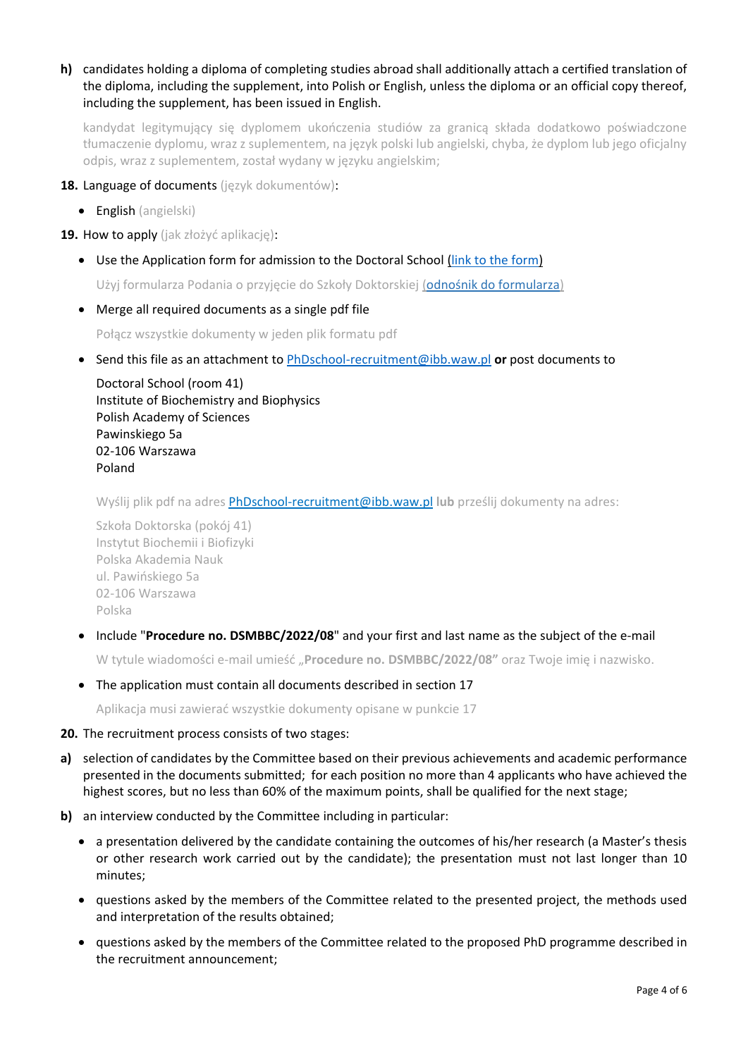**h)** candidates holding a diploma of completing studies abroad shall additionally attach a certified translation of the diploma, including the supplement, into Polish or English, unless the diploma or an official copy thereof, including the supplement, has been issued in English.

kandydat legitymujący się dyplomem ukończenia studiów za granicą składa dodatkowo poświadczone tłumaczenie dyplomu, wraz z suplementem, na język polski lub angielski, chyba, że dyplom lub jego oficjalny odpis, wraz z suplementem, został wydany w języku angielskim;

**18.** Language of documents (język dokumentów):

- English (angielski)

**19.** How to apply (jak złożyć aplikację):

- Use the Application form for admission to the Doctoral School (link to the form)

  Użyj formularza Podania o przyjęcie do Szkoły Doktorskiej (odnośnik do formularza)

- Merge all required documents as a single pdf file

  Połącz wszystkie dokumenty w jeden plik formatu pdf

- Send this file as an attachment to PhDschool-recruitment@ibb.waw.pl **or** post documents to

  Doctoral School (room 41)
  Institute of Biochemistry and Biophysics
  Polish Academy of Sciences
  Pawinskiego 5a
  02-106 Warszawa
  Poland

  Wyślij plik pdf na adres PhDschool-recruitment@ibb.waw.pl **lub** prześlij dokumenty na adres:

  Szkoła Doktorska (pokój 41)
  Instytut Biochemii i Biofizyki
  Polska Akademia Nauk
  ul. Pawińskiego 5a
  02-106 Warszawa
  Polska

- Include "**Procedure no. DSMBBC/2022/08**" and your first and last name as the subject of the e-mail

  W tytule wiadomości e-mail umieść „**Procedure no. DSMBBC/2022/08**" oraz Twoje imię i nazwisko.

- The application must contain all documents described in section 17

  Aplikacja musi zawierać wszystkie dokumenty opisane w punkcie 17

**20.** The recruitment process consists of two stages:

**a)** selection of candidates by the Committee based on their previous achievements and academic performance presented in the documents submitted; for each position no more than 4 applicants who have achieved the highest scores, but no less than 60% of the maximum points, shall be qualified for the next stage;

**b)** an interview conducted by the Committee including in particular:

- a presentation delivered by the candidate containing the outcomes of his/her research (a Master's thesis or other research work carried out by the candidate); the presentation must not last longer than 10 minutes;
- questions asked by the members of the Committee related to the presented project, the methods used and interpretation of the results obtained;
- questions asked by the members of the Committee related to the proposed PhD programme described in the recruitment announcement;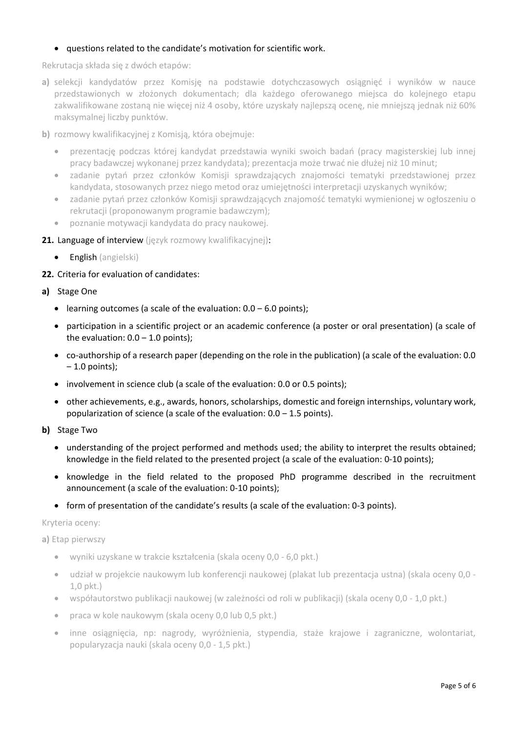- questions related to the candidate's motivation for scientific work.

Rekrutacja składa się z dwóch etapów:

**a)** selekcji kandydatów przez Komisję na podstawie dotychczasowych osiągnięć i wyników w nauce przedstawionych w złożonych dokumentach; dla każdego oferowanego miejsca do kolejnego etapu zakwalifikowane zostaną nie więcej niż 4 osoby, które uzyskały najlepszą ocenę, nie mniejszą jednak niż 60% maksymalnej liczby punktów.

**b)** rozmowy kwalifikacyjnej z Komisją, która obejmuje:

- prezentację podczas której kandydat przedstawia wyniki swoich badań (pracy magisterskiej lub innej pracy badawczej wykonanej przez kandydata); prezentacja może trwać nie dłużej niż 10 minut;
- zadanie pytań przez członków Komisji sprawdzających znajomości tematyki przedstawionej przez kandydata, stosowanych przez niego metod oraz umiejętności interpretacji uzyskanych wyników;
- zadanie pytań przez członków Komisji sprawdzających znajomość tematyki wymienionej w ogłoszeniu o rekrutacji (proponowanym programie badawczym);
- poznanie motywacji kandydata do pracy naukowej.

**21.** **Language of interview** (język rozmowy kwalifikacyjnej):

- **English** (angielski)

**22.** Criteria for evaluation of candidates:

**a)** Stage One

- learning outcomes (a scale of the evaluation: 0.0 – 6.0 points);
- participation in a scientific project or an academic conference (a poster or oral presentation) (a scale of the evaluation: 0.0 – 1.0 points);
- co-authorship of a research paper (depending on the role in the publication) (a scale of the evaluation: 0.0 – 1.0 points);
- involvement in science club (a scale of the evaluation: 0.0 or 0.5 points);
- other achievements, e.g., awards, honors, scholarships, domestic and foreign internships, voluntary work, popularization of science (a scale of the evaluation: 0.0 – 1.5 points).

**b)** Stage Two

- understanding of the project performed and methods used; the ability to interpret the results obtained; knowledge in the field related to the presented project (a scale of the evaluation: 0-10 points);
- knowledge in the field related to the proposed PhD programme described in the recruitment announcement (a scale of the evaluation: 0-10 points);
- form of presentation of the candidate's results (a scale of the evaluation: 0-3 points).

Kryteria oceny:

**a)** Etap pierwszy

- wyniki uzyskane w trakcie kształcenia (skala oceny 0,0 - 6,0 pkt.)
- udział w projekcie naukowym lub konferencji naukowej (plakat lub prezentacja ustna) (skala oceny 0,0 - 1,0 pkt.)
- współautorstwo publikacji naukowej (w zależności od roli w publikacji) (skala oceny 0,0 - 1,0 pkt.)
- praca w kole naukowym (skala oceny 0,0 lub 0,5 pkt.)
- inne osiągnięcia, np: nagrody, wyróżnienia, stypendia, staże krajowe i zagraniczne, wolontariat, popularyzacja nauki (skala oceny 0,0 - 1,5 pkt.)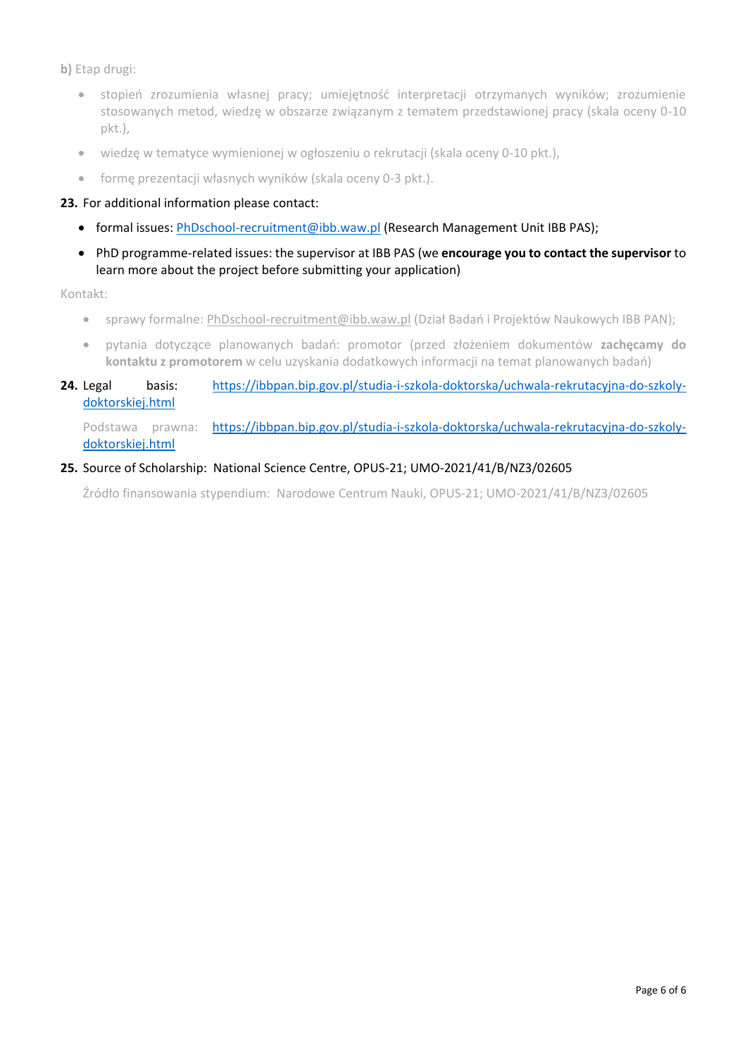**b)** Etap drugi:

- stopień zrozumienia własnej pracy; umiejętność interpretacji otrzymanych wyników; zrozumienie stosowanych metod, wiedzę w obszarze związanym z tematem przedstawionej pracy (skala oceny 0-10 pkt.),
- wiedzę w tematyce wymienionej w ogłoszeniu o rekrutacji (skala oceny 0-10 pkt.),
- formę prezentacji własnych wyników (skala oceny 0-3 pkt.).

**23.** For additional information please contact:

- formal issues: PhDschool-recruitment@ibb.waw.pl (Research Management Unit IBB PAS);
- PhD programme-related issues: the supervisor at IBB PAS (we **encourage you to contact the supervisor** to learn more about the project before submitting your application)

Kontakt:

- sprawy formalne: PhDschool-recruitment@ibb.waw.pl (Dział Badań i Projektów Naukowych IBB PAN);
- pytania dotyczące planowanych badań: promotor (przed złożeniem dokumentów **zachęcamy do kontaktu z promotorem** w celu uzyskania dodatkowych informacji na temat planowanych badań)

**24.** Legal basis: https://ibbpan.bip.gov.pl/studia-i-szkola-doktorska/uchwala-rekrutacyjna-do-szkoly-doktorskiej.html

Podstawa prawna: https://ibbpan.bip.gov.pl/studia-i-szkola-doktorska/uchwala-rekrutacyjna-do-szkoly-doktorskiej.html

**25.** Source of Scholarship: National Science Centre, OPUS-21; UMO-2021/41/B/NZ3/02605

Źródło finansowania stypendium: Narodowe Centrum Nauki, OPUS-21; UMO-2021/41/B/NZ3/02605